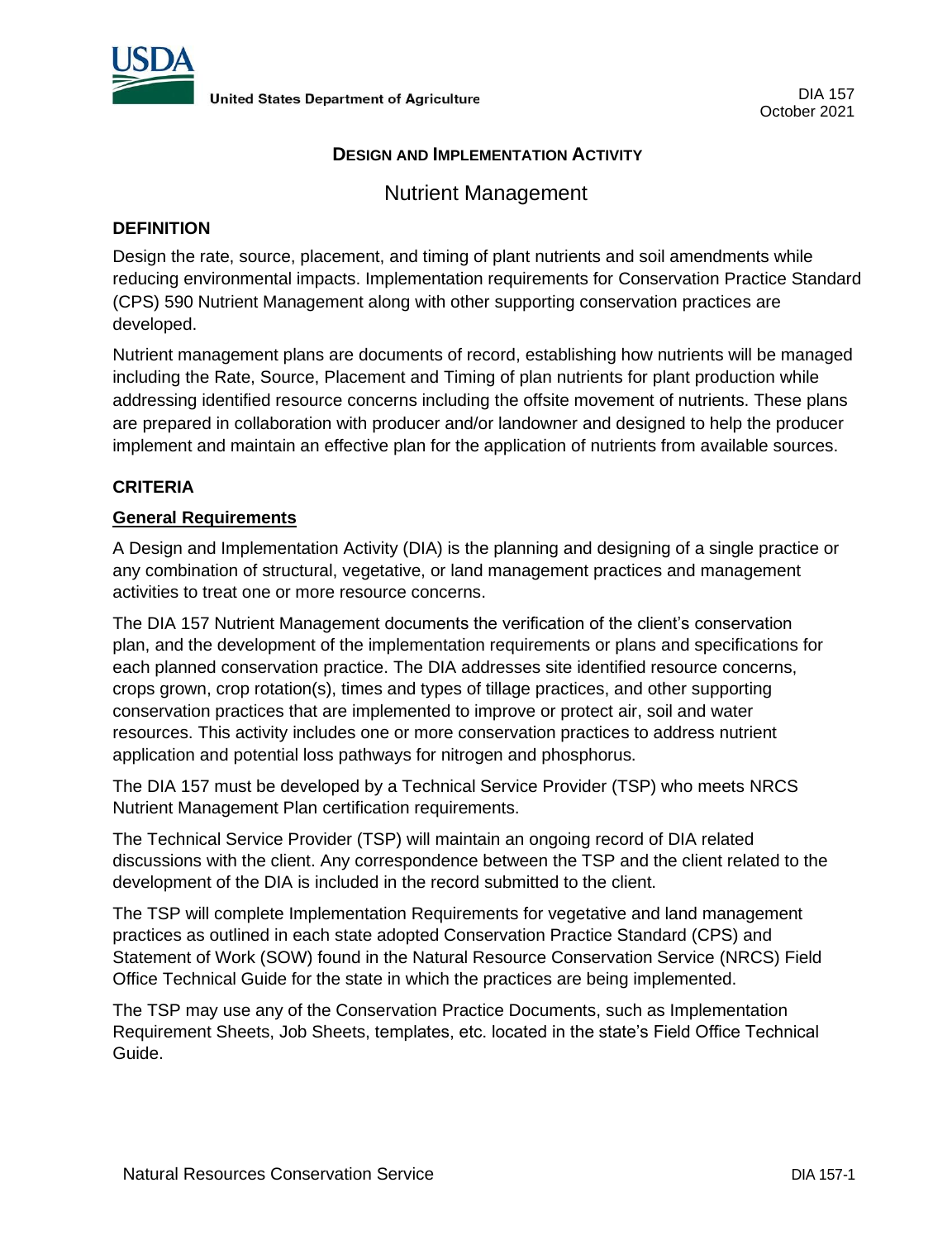United States Department of Agriculture

DIA 157
October 2021

## DESIGN AND IMPLEMENTATION ACTIVITY

# Nutrient Management

## DEFINITION

Design the rate, source, placement, and timing of plant nutrients and soil amendments while reducing environmental impacts. Implementation requirements for Conservation Practice Standard (CPS) 590 Nutrient Management along with other supporting conservation practices are developed.

Nutrient management plans are documents of record, establishing how nutrients will be managed including the Rate, Source, Placement and Timing of plan nutrients for plant production while addressing identified resource concerns including the offsite movement of nutrients. These plans are prepared in collaboration with producer and/or landowner and designed to help the producer implement and maintain an effective plan for the application of nutrients from available sources.

## CRITERIA

### General Requirements

A Design and Implementation Activity (DIA) is the planning and designing of a single practice or any combination of structural, vegetative, or land management practices and management activities to treat one or more resource concerns.

The DIA 157 Nutrient Management documents the verification of the client's conservation plan, and the development of the implementation requirements or plans and specifications for each planned conservation practice. The DIA addresses site identified resource concerns, crops grown, crop rotation(s), times and types of tillage practices, and other supporting conservation practices that are implemented to improve or protect air, soil and water resources. This activity includes one or more conservation practices to address nutrient application and potential loss pathways for nitrogen and phosphorus.

The DIA 157 must be developed by a Technical Service Provider (TSP) who meets NRCS Nutrient Management Plan certification requirements.

The Technical Service Provider (TSP) will maintain an ongoing record of DIA related discussions with the client. Any correspondence between the TSP and the client related to the development of the DIA is included in the record submitted to the client.

The TSP will complete Implementation Requirements for vegetative and land management practices as outlined in each state adopted Conservation Practice Standard (CPS) and Statement of Work (SOW) found in the Natural Resource Conservation Service (NRCS) Field Office Technical Guide for the state in which the practices are being implemented.

The TSP may use any of the Conservation Practice Documents, such as Implementation Requirement Sheets, Job Sheets, templates, etc. located in the state's Field Office Technical Guide.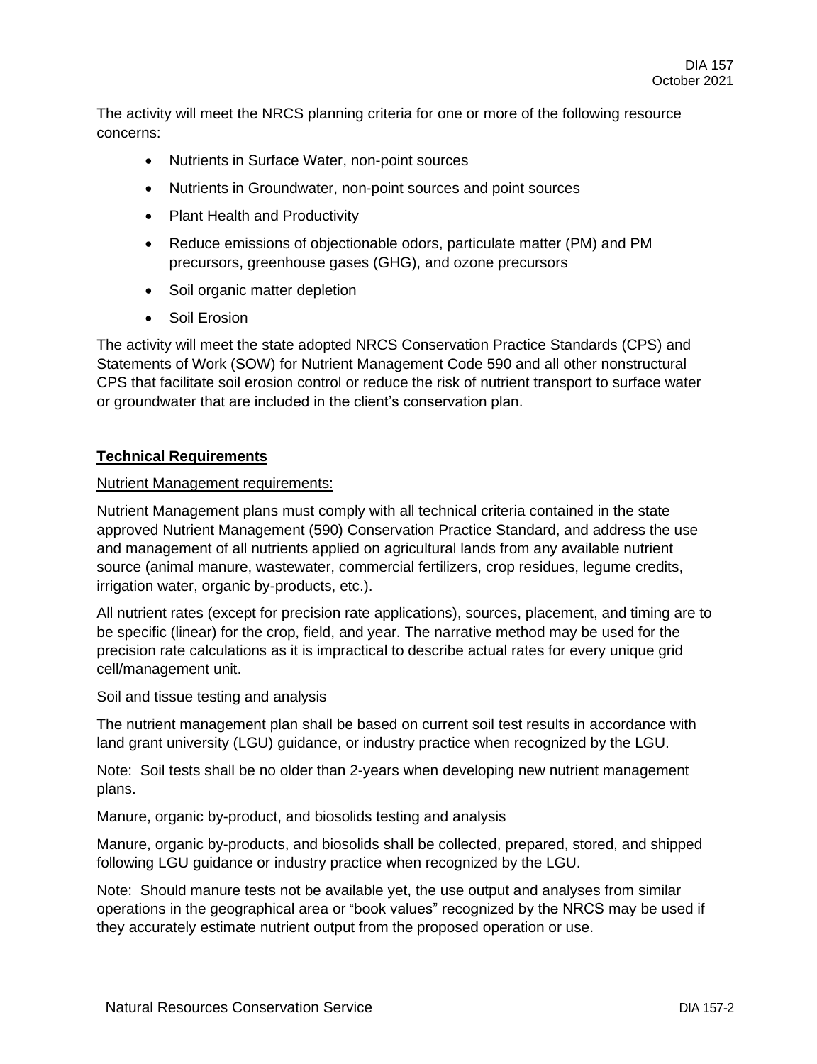The activity will meet the NRCS planning criteria for one or more of the following resource concerns:

- Nutrients in Surface Water, non-point sources
- Nutrients in Groundwater, non-point sources and point sources
- Plant Health and Productivity
- Reduce emissions of objectionable odors, particulate matter (PM) and PM precursors, greenhouse gases (GHG), and ozone precursors
- Soil organic matter depletion
- Soil Erosion

The activity will meet the state adopted NRCS Conservation Practice Standards (CPS) and Statements of Work (SOW) for Nutrient Management Code 590 and all other nonstructural CPS that facilitate soil erosion control or reduce the risk of nutrient transport to surface water or groundwater that are included in the client's conservation plan.

## Technical Requirements

### Nutrient Management requirements:

Nutrient Management plans must comply with all technical criteria contained in the state approved Nutrient Management (590) Conservation Practice Standard, and address the use and management of all nutrients applied on agricultural lands from any available nutrient source (animal manure, wastewater, commercial fertilizers, crop residues, legume credits, irrigation water, organic by-products, etc.).

All nutrient rates (except for precision rate applications), sources, placement, and timing are to be specific (linear) for the crop, field, and year. The narrative method may be used for the precision rate calculations as it is impractical to describe actual rates for every unique grid cell/management unit.

### Soil and tissue testing and analysis

The nutrient management plan shall be based on current soil test results in accordance with land grant university (LGU) guidance, or industry practice when recognized by the LGU.

Note: Soil tests shall be no older than 2-years when developing new nutrient management plans.

### Manure, organic by-product, and biosolids testing and analysis

Manure, organic by-products, and biosolids shall be collected, prepared, stored, and shipped following LGU guidance or industry practice when recognized by the LGU.

Note: Should manure tests not be available yet, the use output and analyses from similar operations in the geographical area or "book values" recognized by the NRCS may be used if they accurately estimate nutrient output from the proposed operation or use.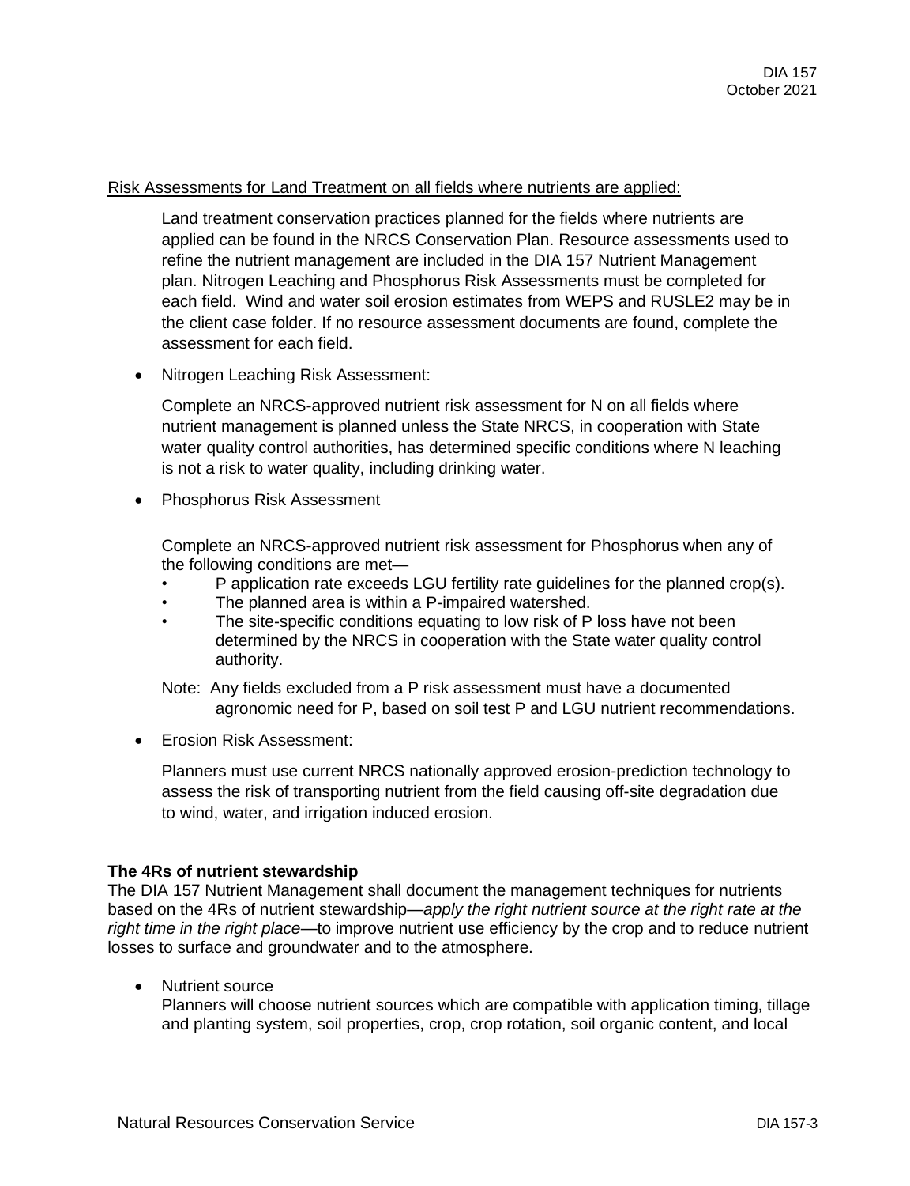Risk Assessments for Land Treatment on all fields where nutrients are applied:

Land treatment conservation practices planned for the fields where nutrients are applied can be found in the NRCS Conservation Plan. Resource assessments used to refine the nutrient management are included in the DIA 157 Nutrient Management plan. Nitrogen Leaching and Phosphorus Risk Assessments must be completed for each field. Wind and water soil erosion estimates from WEPS and RUSLE2 may be in the client case folder. If no resource assessment documents are found, complete the assessment for each field.

- Nitrogen Leaching Risk Assessment:

  Complete an NRCS-approved nutrient risk assessment for N on all fields where nutrient management is planned unless the State NRCS, in cooperation with State water quality control authorities, has determined specific conditions where N leaching is not a risk to water quality, including drinking water.

- Phosphorus Risk Assessment

  Complete an NRCS-approved nutrient risk assessment for Phosphorus when any of the following conditions are met—
  - P application rate exceeds LGU fertility rate guidelines for the planned crop(s).
  - The planned area is within a P-impaired watershed.
  - The site-specific conditions equating to low risk of P loss have not been determined by the NRCS in cooperation with the State water quality control authority.

  Note: Any fields excluded from a P risk assessment must have a documented agronomic need for P, based on soil test P and LGU nutrient recommendations.

- Erosion Risk Assessment:

  Planners must use current NRCS nationally approved erosion-prediction technology to assess the risk of transporting nutrient from the field causing off-site degradation due to wind, water, and irrigation induced erosion.

**The 4Rs of nutrient stewardship**

The DIA 157 Nutrient Management shall document the management techniques for nutrients based on the 4Rs of nutrient stewardship—*apply the right nutrient source at the right rate at the right time in the right place*—to improve nutrient use efficiency by the crop and to reduce nutrient losses to surface and groundwater and to the atmosphere.

- Nutrient source
  Planners will choose nutrient sources which are compatible with application timing, tillage and planting system, soil properties, crop, crop rotation, soil organic content, and local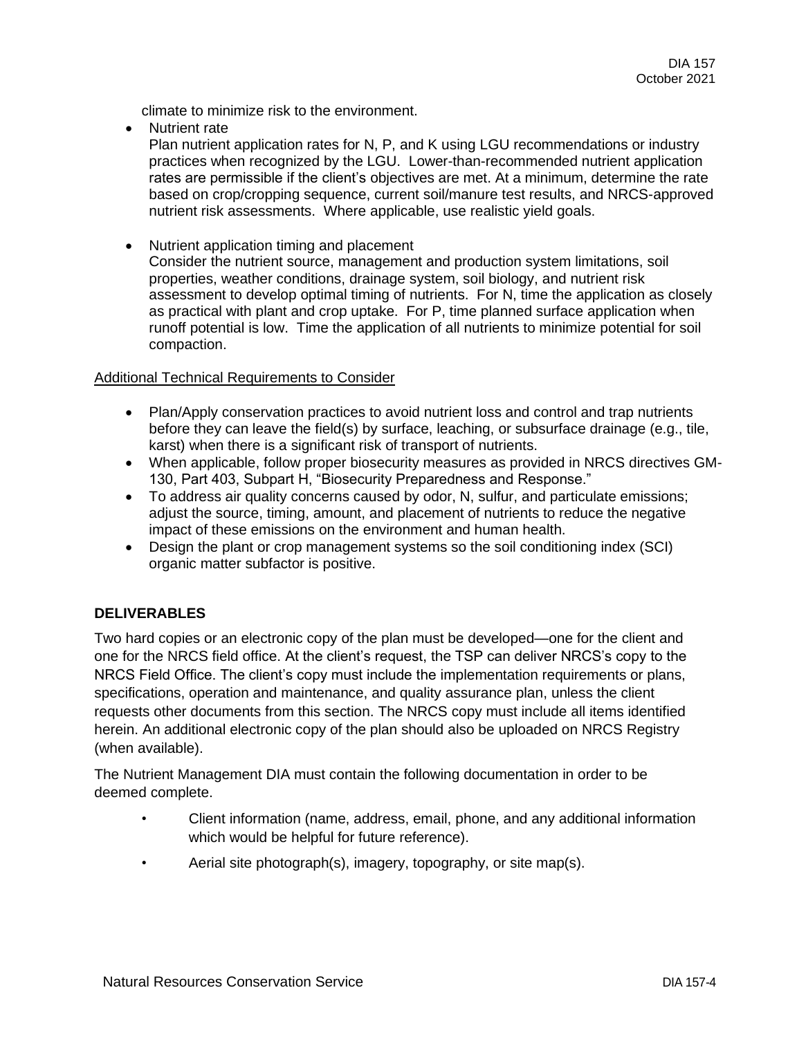climate to minimize risk to the environment.

- Nutrient rate
  Plan nutrient application rates for N, P, and K using LGU recommendations or industry practices when recognized by the LGU. Lower-than-recommended nutrient application rates are permissible if the client's objectives are met. At a minimum, determine the rate based on crop/cropping sequence, current soil/manure test results, and NRCS-approved nutrient risk assessments. Where applicable, use realistic yield goals.

- Nutrient application timing and placement
  Consider the nutrient source, management and production system limitations, soil properties, weather conditions, drainage system, soil biology, and nutrient risk assessment to develop optimal timing of nutrients. For N, time the application as closely as practical with plant and crop uptake. For P, time planned surface application when runoff potential is low. Time the application of all nutrients to minimize potential for soil compaction.

<u>Additional Technical Requirements to Consider</u>

- Plan/Apply conservation practices to avoid nutrient loss and control and trap nutrients before they can leave the field(s) by surface, leaching, or subsurface drainage (e.g., tile, karst) when there is a significant risk of transport of nutrients.
- When applicable, follow proper biosecurity measures as provided in NRCS directives GM-130, Part 403, Subpart H, "Biosecurity Preparedness and Response."
- To address air quality concerns caused by odor, N, sulfur, and particulate emissions; adjust the source, timing, amount, and placement of nutrients to reduce the negative impact of these emissions on the environment and human health.
- Design the plant or crop management systems so the soil conditioning index (SCI) organic matter subfactor is positive.

## DELIVERABLES

Two hard copies or an electronic copy of the plan must be developed—one for the client and one for the NRCS field office. At the client's request, the TSP can deliver NRCS's copy to the NRCS Field Office. The client's copy must include the implementation requirements or plans, specifications, operation and maintenance, and quality assurance plan, unless the client requests other documents from this section. The NRCS copy must include all items identified herein. An additional electronic copy of the plan should also be uploaded on NRCS Registry (when available).

The Nutrient Management DIA must contain the following documentation in order to be deemed complete.

- Client information (name, address, email, phone, and any additional information which would be helpful for future reference).
- Aerial site photograph(s), imagery, topography, or site map(s).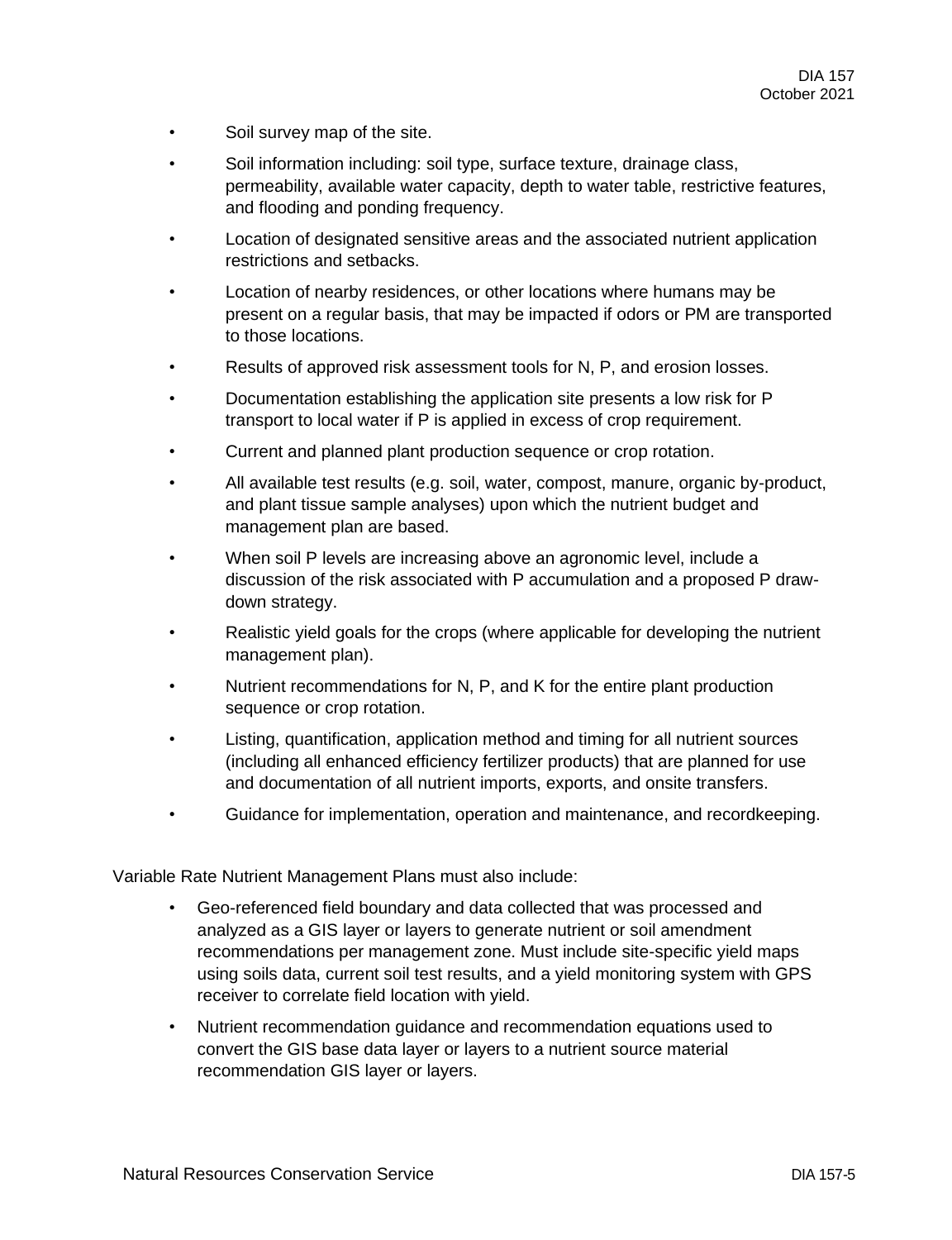- Soil survey map of the site.
- Soil information including: soil type, surface texture, drainage class, permeability, available water capacity, depth to water table, restrictive features, and flooding and ponding frequency.
- Location of designated sensitive areas and the associated nutrient application restrictions and setbacks.
- Location of nearby residences, or other locations where humans may be present on a regular basis, that may be impacted if odors or PM are transported to those locations.
- Results of approved risk assessment tools for N, P, and erosion losses.
- Documentation establishing the application site presents a low risk for P transport to local water if P is applied in excess of crop requirement.
- Current and planned plant production sequence or crop rotation.
- All available test results (e.g. soil, water, compost, manure, organic by-product, and plant tissue sample analyses) upon which the nutrient budget and management plan are based.
- When soil P levels are increasing above an agronomic level, include a discussion of the risk associated with P accumulation and a proposed P draw-down strategy.
- Realistic yield goals for the crops (where applicable for developing the nutrient management plan).
- Nutrient recommendations for N, P, and K for the entire plant production sequence or crop rotation.
- Listing, quantification, application method and timing for all nutrient sources (including all enhanced efficiency fertilizer products) that are planned for use and documentation of all nutrient imports, exports, and onsite transfers.
- Guidance for implementation, operation and maintenance, and recordkeeping.

Variable Rate Nutrient Management Plans must also include:

- Geo-referenced field boundary and data collected that was processed and analyzed as a GIS layer or layers to generate nutrient or soil amendment recommendations per management zone. Must include site-specific yield maps using soils data, current soil test results, and a yield monitoring system with GPS receiver to correlate field location with yield.
- Nutrient recommendation guidance and recommendation equations used to convert the GIS base data layer or layers to a nutrient source material recommendation GIS layer or layers.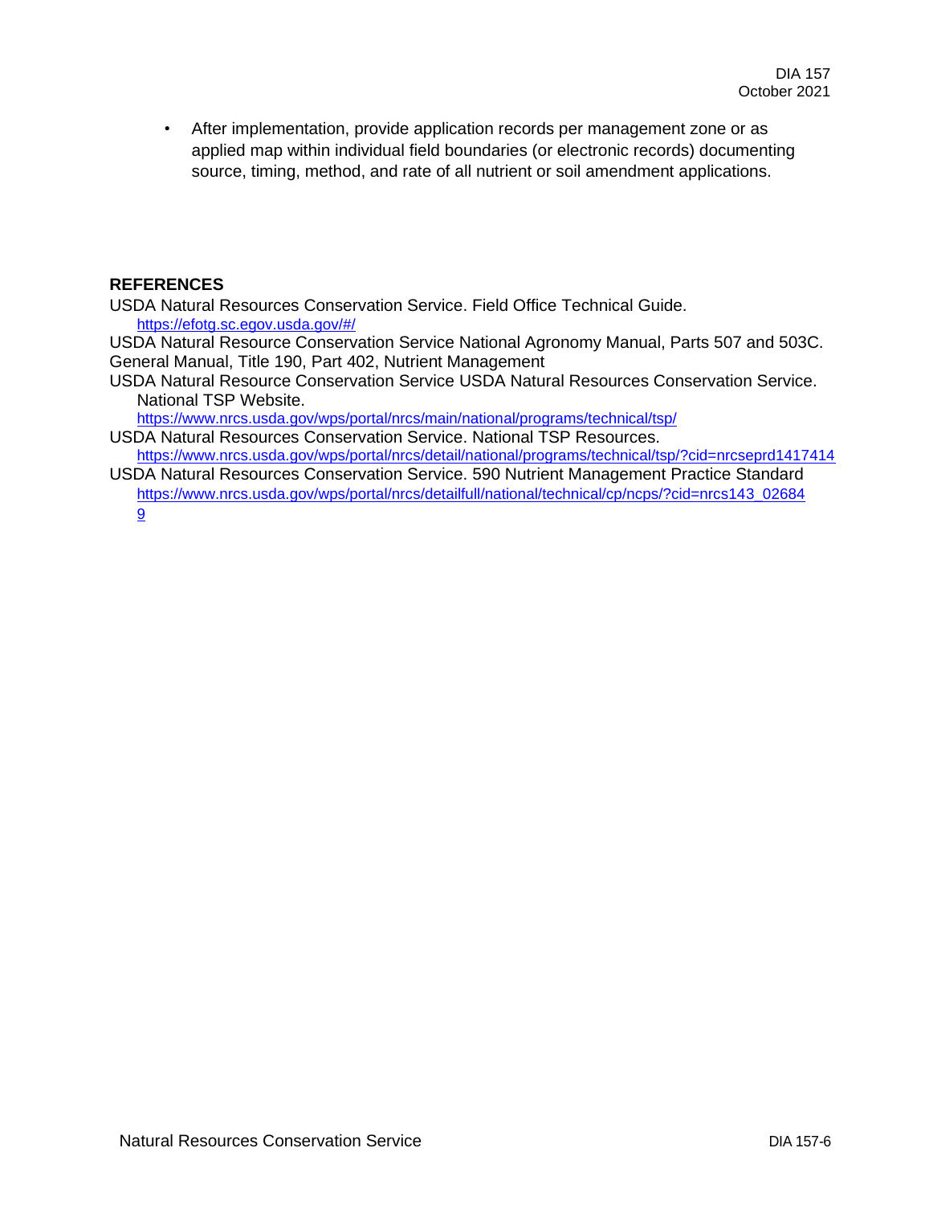- After implementation, provide application records per management zone or as applied map within individual field boundaries (or electronic records) documenting source, timing, method, and rate of all nutrient or soil amendment applications.

## REFERENCES

USDA Natural Resources Conservation Service. Field Office Technical Guide. https://efotg.sc.egov.usda.gov/#/

USDA Natural Resource Conservation Service National Agronomy Manual, Parts 507 and 503C.

General Manual, Title 190, Part 402, Nutrient Management

USDA Natural Resource Conservation Service USDA Natural Resources Conservation Service. National TSP Website. https://www.nrcs.usda.gov/wps/portal/nrcs/main/national/programs/technical/tsp/

USDA Natural Resources Conservation Service. National TSP Resources. https://www.nrcs.usda.gov/wps/portal/nrcs/detail/national/programs/technical/tsp/?cid=nrcseprd1417414

USDA Natural Resources Conservation Service. 590 Nutrient Management Practice Standard https://www.nrcs.usda.gov/wps/portal/nrcs/detailfull/national/technical/cp/ncps/?cid=nrcs143_026849